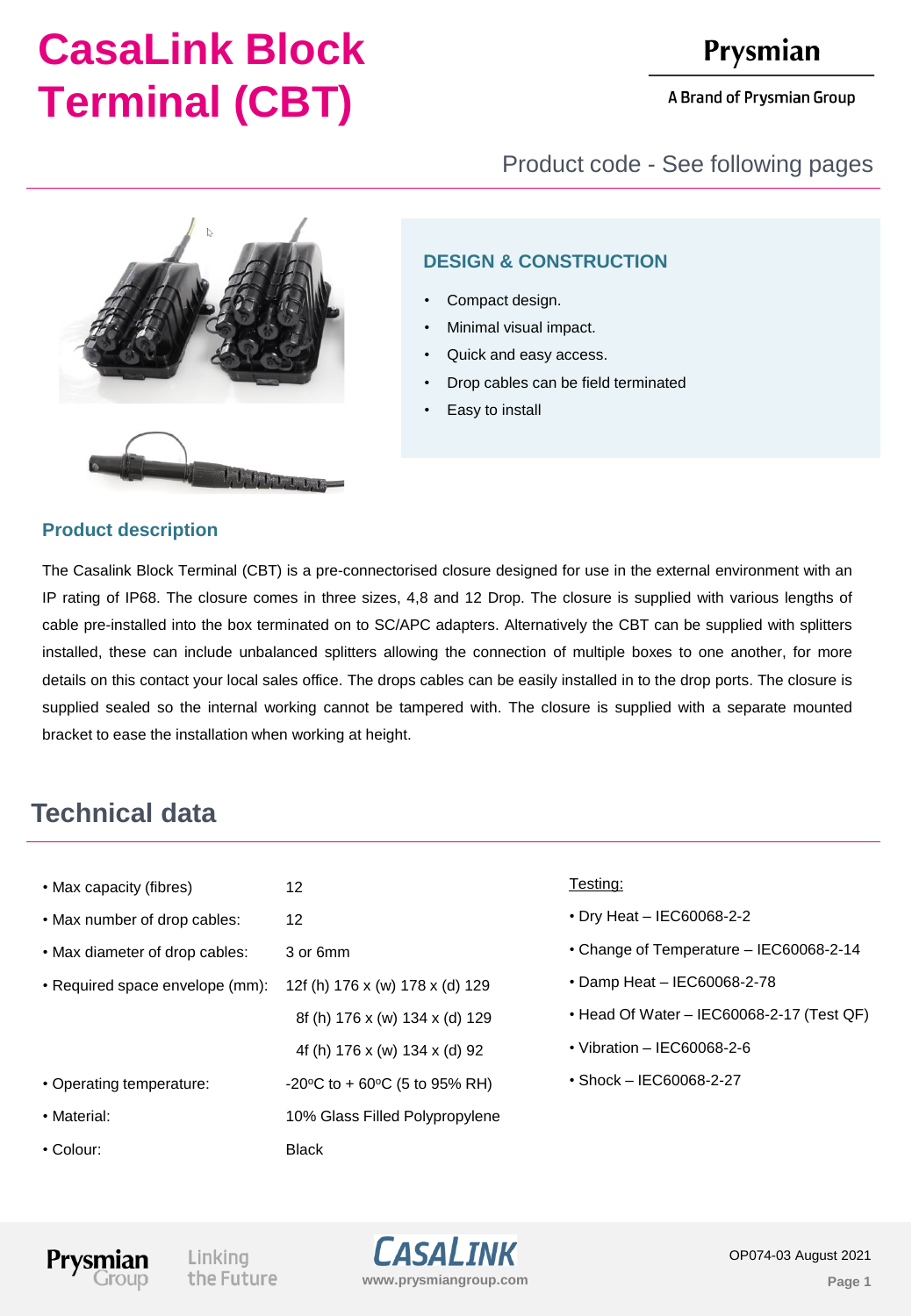# CasaLink Block Terminal (CBT)

Prysmian

A Brand of Prysmian Group

Product code - See following pages

## DESIGN & CONSTRUCTION

- Compact design.
- Minimal visual impact.
- Quick and easy access.
- Drop cables can be field terminated
- Easy to install

## Product description

The Casalink Block Terminal (CBT) is a pre-connectorised closure designed for use in the external environment with an IP rating of IP68. The closure comes in three sizes, 4,8 and 12 Drop. The closure is supplied with various lengths of cable pre-installed into the box terminated on to SC/APC adapters. Alternatively the CBT can be supplied with splitters installed, these can include unbalanced splitters allowing the connection of multiple boxes to one another, for more details on this contact your local sales office. The drops cables can be easily installed in to the drop ports. The closure is supplied sealed so the internal working cannot be tampered with. The closure is supplied with a separate mounted bracket to ease the installation when working at height.

## Technical data

| | |
|---|---|
| • Max capacity (fibres) | 12 |
| • Max number of drop cables: | 12 |
| • Max diameter of drop cables: | 3 or 6mm |
| • Required space envelope (mm): | 12f (h) 176 x (w) 178 x (d) 129 |
| | 8f (h) 176 x (w) 134 x (d) 129 |
| | 4f (h) 176 x (w) 134 x (d) 92 |
| • Operating temperature: | -20ºC to + 60ºC (5 to 95% RH) |
| • Material: | 10% Glass Filled Polypropylene |
| • Colour: | Black |

Testing:

- Dry Heat – IEC60068-2-2
- Change of Temperature – IEC60068-2-14
- Damp Heat – IEC60068-2-78
- Head Of Water – IEC60068-2-17 (Test QF)
- Vibration – IEC60068-2-6
- Shock – IEC60068-2-27

Prysmian Group Linking the Future CASALINK www.prysmiangroup.com

OP074-03 August 2021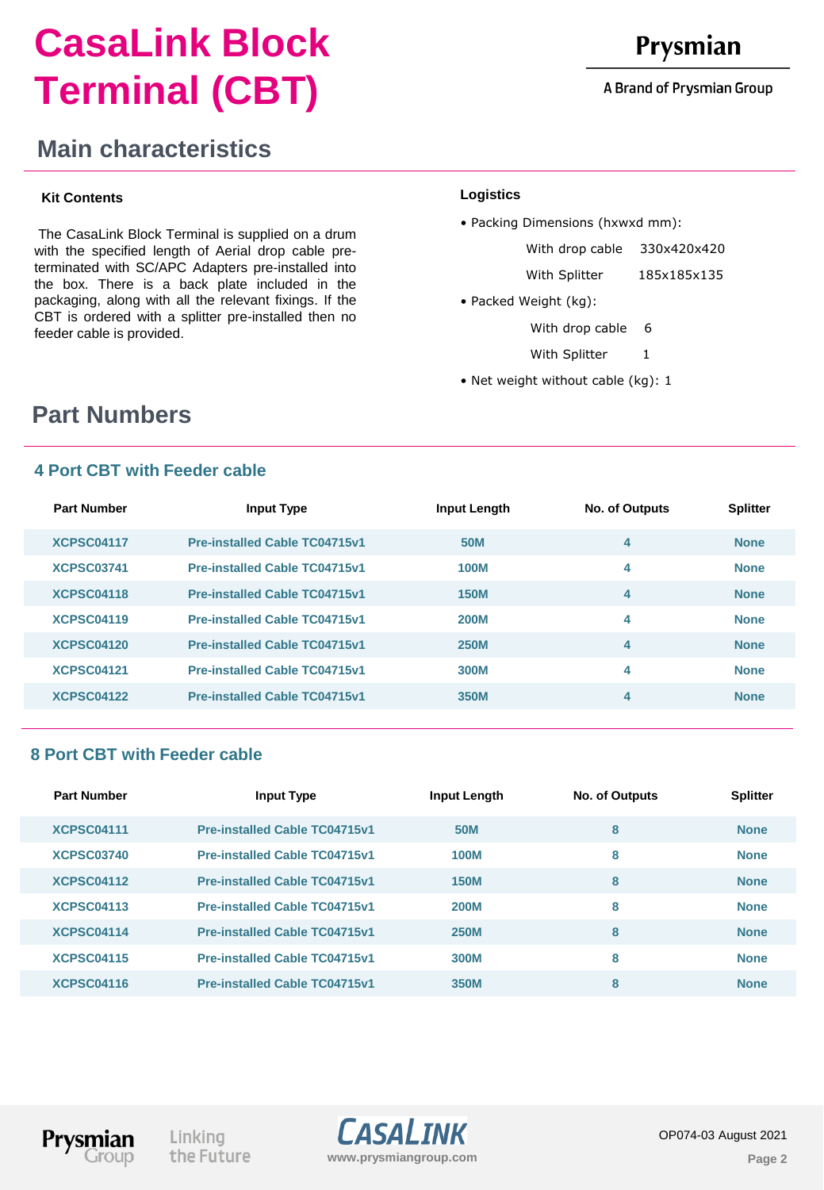# CasaLink Block Terminal (CBT)

## Main characteristics

### Kit Contents

The CasaLink Block Terminal is supplied on a drum with the specified length of Aerial drop cable pre-terminated with SC/APC Adapters pre-installed into the box. There is a back plate included in the packaging, along with all the relevant fixings. If the CBT is ordered with a splitter pre-installed then no feeder cable is provided.

### Logistics

- Packing Dimensions (hxwxd mm):
  - With drop cable 330x420x420
  - With Splitter 185x185x135
- Packed Weight (kg):
  - With drop cable 6
  - With Splitter 1
- Net weight without cable (kg): 1

## Part Numbers

### 4 Port CBT with Feeder cable

| Part Number | Input Type | Input Length | No. of Outputs | Splitter |
|---|---|---|---|---|
| XCPSC04117 | Pre-installed Cable TC04715v1 | 50M | 4 | None |
| XCPSC03741 | Pre-installed Cable TC04715v1 | 100M | 4 | None |
| XCPSC04118 | Pre-installed Cable TC04715v1 | 150M | 4 | None |
| XCPSC04119 | Pre-installed Cable TC04715v1 | 200M | 4 | None |
| XCPSC04120 | Pre-installed Cable TC04715v1 | 250M | 4 | None |
| XCPSC04121 | Pre-installed Cable TC04715v1 | 300M | 4 | None |
| XCPSC04122 | Pre-installed Cable TC04715v1 | 350M | 4 | None |

### 8 Port CBT with Feeder cable

| Part Number | Input Type | Input Length | No. of Outputs | Splitter |
|---|---|---|---|---|
| XCPSC04111 | Pre-installed Cable TC04715v1 | 50M | 8 | None |
| XCPSC03740 | Pre-installed Cable TC04715v1 | 100M | 8 | None |
| XCPSC04112 | Pre-installed Cable TC04715v1 | 150M | 8 | None |
| XCPSC04113 | Pre-installed Cable TC04715v1 | 200M | 8 | None |
| XCPSC04114 | Pre-installed Cable TC04715v1 | 250M | 8 | None |
| XCPSC04115 | Pre-installed Cable TC04715v1 | 300M | 8 | None |
| XCPSC04116 | Pre-installed Cable TC04715v1 | 350M | 8 | None |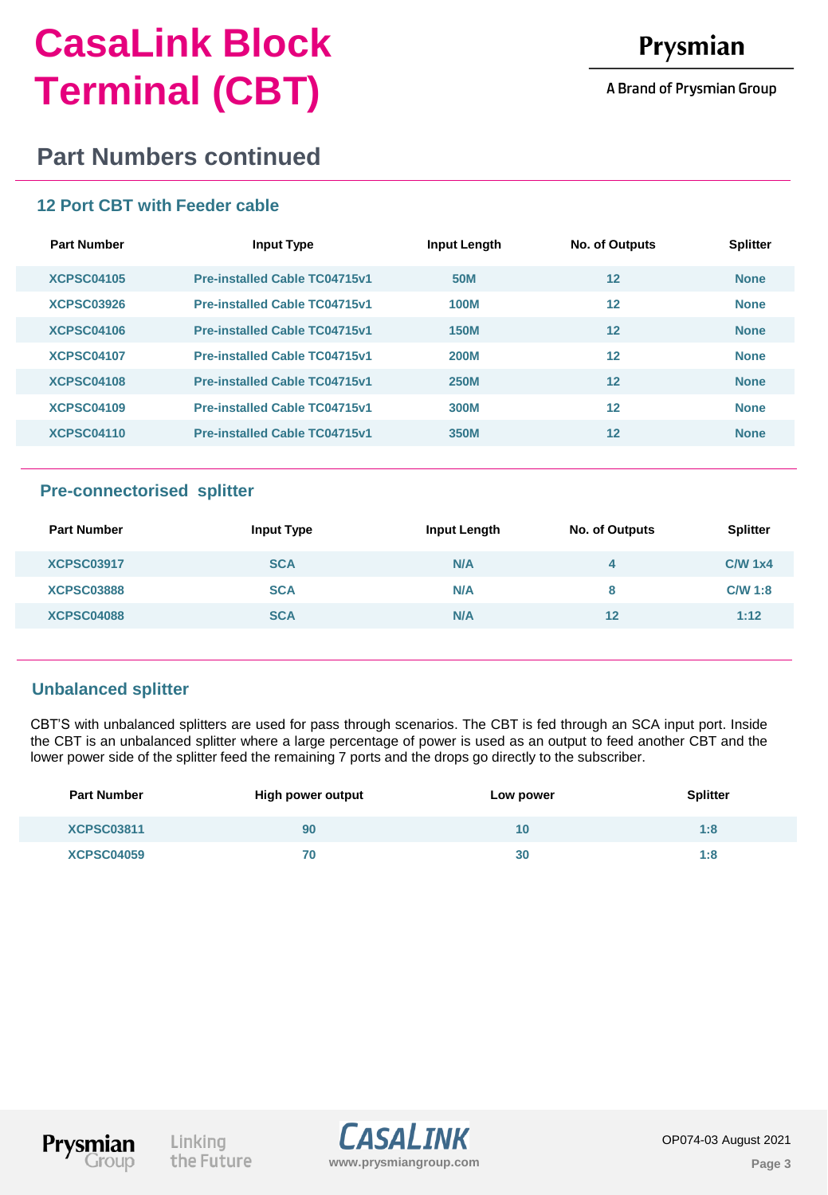# CasaLink Block Terminal (CBT)

## Part Numbers continued

### 12 Port CBT with Feeder cable

| Part Number | Input Type | Input Length | No. of Outputs | Splitter |
|---|---|---|---|---|
| XCPSC04105 | Pre-installed Cable TC04715v1 | 50M | 12 | None |
| XCPSC03926 | Pre-installed Cable TC04715v1 | 100M | 12 | None |
| XCPSC04106 | Pre-installed Cable TC04715v1 | 150M | 12 | None |
| XCPSC04107 | Pre-installed Cable TC04715v1 | 200M | 12 | None |
| XCPSC04108 | Pre-installed Cable TC04715v1 | 250M | 12 | None |
| XCPSC04109 | Pre-installed Cable TC04715v1 | 300M | 12 | None |
| XCPSC04110 | Pre-installed Cable TC04715v1 | 350M | 12 | None |

### Pre-connectorised splitter

| Part Number | Input Type | Input Length | No. of Outputs | Splitter |
|---|---|---|---|---|
| XCPSC03917 | SCA | N/A | 4 | C/W 1x4 |
| XCPSC03888 | SCA | N/A | 8 | C/W 1:8 |
| XCPSC04088 | SCA | N/A | 12 | 1:12 |

### Unbalanced splitter

CBT'S with unbalanced splitters are used for pass through scenarios. The CBT is fed through an SCA input port. Inside the CBT is an unbalanced splitter where a large percentage of power is used as an output to feed another CBT and the lower power side of the splitter feed the remaining 7 ports and the drops go directly to the subscriber.

| Part Number | High power output | Low power | Splitter |
|---|---|---|---|
| XCPSC03811 | 90 | 10 | 1:8 |
| XCPSC04059 | 70 | 30 | 1:8 |

OP074-03 August 2021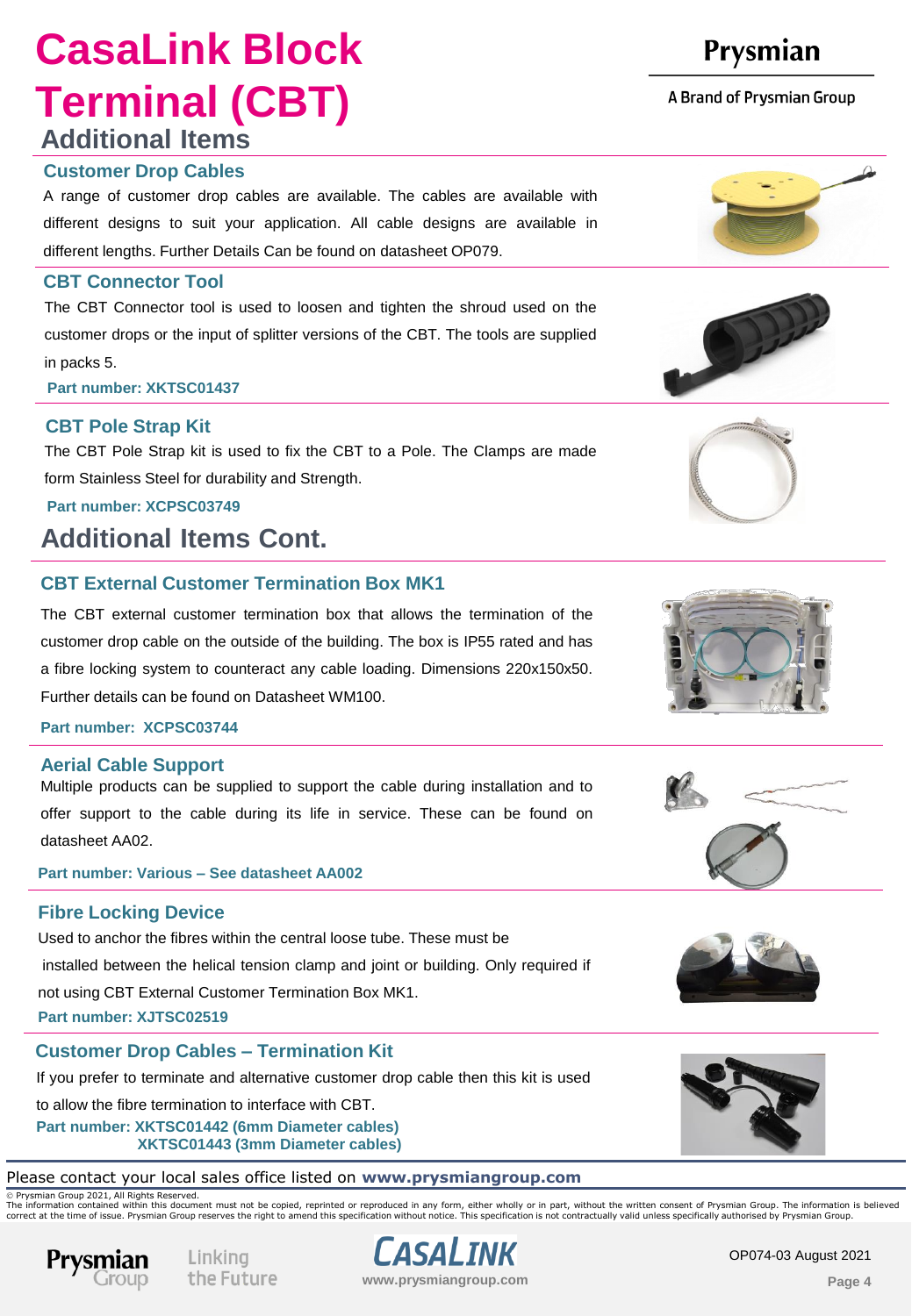# CasaLink Block Terminal (CBT)

## Additional Items

### Customer Drop Cables

A range of customer drop cables are available. The cables are available with different designs to suit your application. All cable designs are available in different lengths. Further Details Can be found on datasheet OP079.

### CBT Connector Tool

The CBT Connector tool is used to loosen and tighten the shroud used on the customer drops or the input of splitter versions of the CBT. The tools are supplied in packs 5.

**Part number: XKTSC01437**

### CBT Pole Strap Kit

The CBT Pole Strap kit is used to fix the CBT to a Pole. The Clamps are made form Stainless Steel for durability and Strength.

**Part number: XCPSC03749**

## Additional Items Cont.

### CBT External Customer Termination Box MK1

The CBT external customer termination box that allows the termination of the customer drop cable on the outside of the building. The box is IP55 rated and has a fibre locking system to counteract any cable loading. Dimensions 220x150x50. Further details can be found on Datasheet WM100.

**Part number: XCPSC03744**

### Aerial Cable Support

Multiple products can be supplied to support the cable during installation and to offer support to the cable during its life in service. These can be found on datasheet AA02.

**Part number: Various – See datasheet AA002**

### Fibre Locking Device

Used to anchor the fibres within the central loose tube. These must be installed between the helical tension clamp and joint or building. Only required if not using CBT External Customer Termination Box MK1.

**Part number: XJTSC02519**

### Customer Drop Cables – Termination Kit

If you prefer to terminate and alternative customer drop cable then this kit is used to allow the fibre termination to interface with CBT.

**Part number: XKTSC01442 (6mm Diameter cables)**
**XKTSC01443 (3mm Diameter cables)**

Please contact your local sales office listed on **www.prysmiangroup.com**

© Prysmian Group 2021, All Rights Reserved.
The information contained within this document must not be copied, reprinted or reproduced in any form, either wholly or in part, without the written consent of Prysmian Group. The information is believed correct at the time of issue. Prysmian Group reserves the right to amend this specification without notice. This specification is not contractually valid unless specifically authorised by Prysmian Group.

OP074-03 August 2021